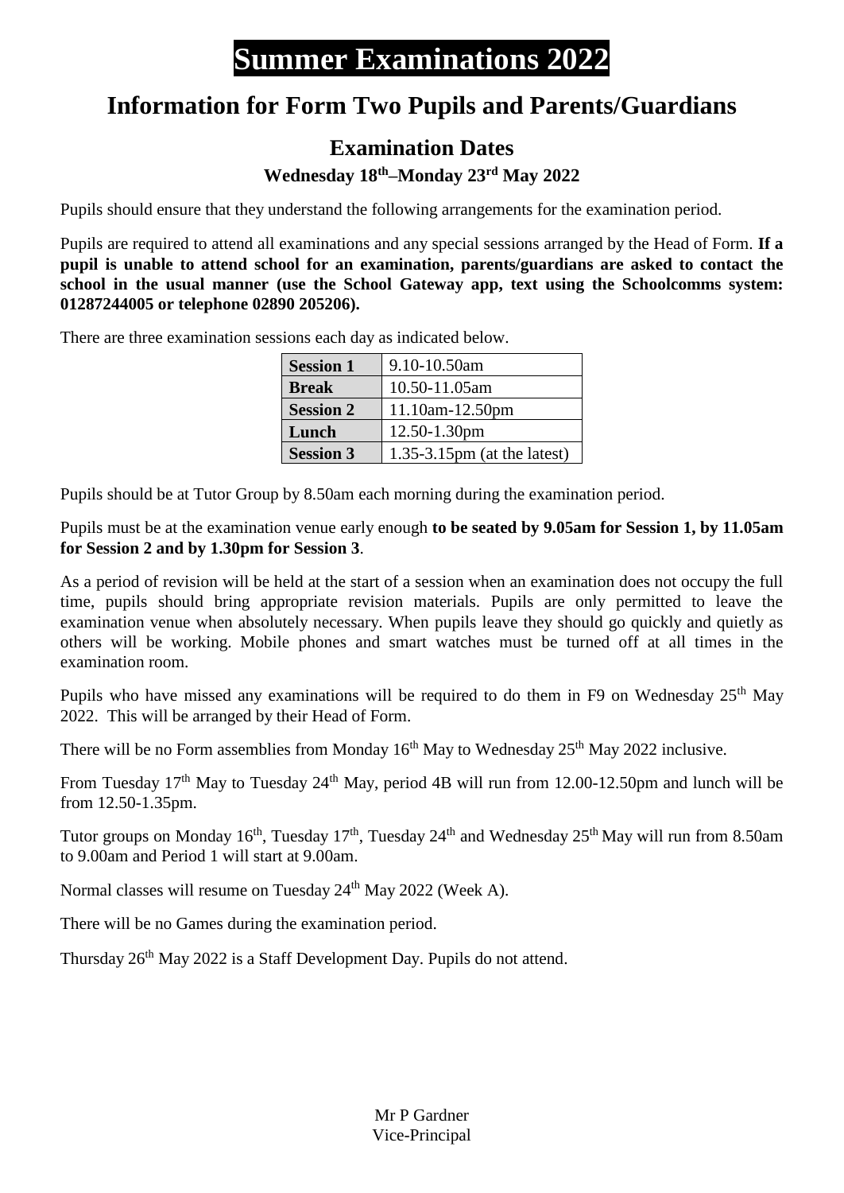# Summer Examinations 2022

## Information for Form Two Pupils and Parents/Guardians

### Examination Dates

**Wednesday 18th–Monday 23rd May 2022**

Pupils should ensure that they understand the following arrangements for the examination period.

Pupils are required to attend all examinations and any special sessions arranged by the Head of Form. **If a pupil is unable to attend school for an examination, parents/guardians are asked to contact the school in the usual manner (use the School Gateway app, text using the Schoolcomms system: 01287244005 or telephone 02890 205206).**

There are three examination sessions each day as indicated below.

| **Session 1** | 9.10-10.50am |
|---|---|
| **Break** | 10.50-11.05am |
| **Session 2** | 11.10am-12.50pm |
| **Lunch** | 12.50-1.30pm |
| **Session 3** | 1.35-3.15pm (at the latest) |

Pupils should be at Tutor Group by 8.50am each morning during the examination period.

Pupils must be at the examination venue early enough **to be seated by 9.05am for Session 1, by 11.05am for Session 2 and by 1.30pm for Session 3**.

As a period of revision will be held at the start of a session when an examination does not occupy the full time, pupils should bring appropriate revision materials. Pupils are only permitted to leave the examination venue when absolutely necessary. When pupils leave they should go quickly and quietly as others will be working. Mobile phones and smart watches must be turned off at all times in the examination room.

Pupils who have missed any examinations will be required to do them in F9 on Wednesday 25th May 2022. This will be arranged by their Head of Form.

There will be no Form assemblies from Monday 16th May to Wednesday 25th May 2022 inclusive.

From Tuesday 17th May to Tuesday 24th May, period 4B will run from 12.00-12.50pm and lunch will be from 12.50-1.35pm.

Tutor groups on Monday 16th, Tuesday 17th, Tuesday 24th and Wednesday 25th May will run from 8.50am to 9.00am and Period 1 will start at 9.00am.

Normal classes will resume on Tuesday 24th May 2022 (Week A).

There will be no Games during the examination period.

Thursday 26th May 2022 is a Staff Development Day. Pupils do not attend.

Mr P Gardner
Vice-Principal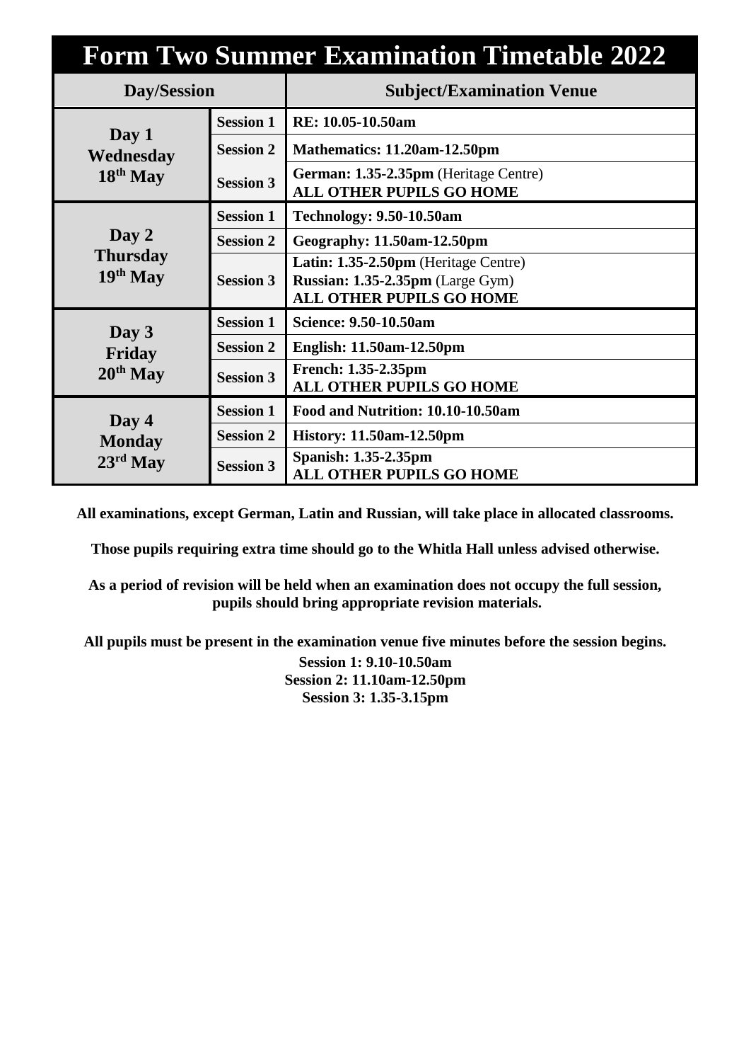# Form Two Summer Examination Timetable 2022

| Day/Session | | Subject/Examination Venue |
|---|---|---|
| **Day 1 Wednesday 18th May** | **Session 1** | **RE: 10.05-10.50am** |
| | **Session 2** | **Mathematics: 11.20am-12.50pm** |
| | **Session 3** | **German: 1.35-2.35pm** (Heritage Centre) **ALL OTHER PUPILS GO HOME** |
| **Day 2 Thursday 19th May** | **Session 1** | **Technology: 9.50-10.50am** |
| | **Session 2** | **Geography: 11.50am-12.50pm** |
| | **Session 3** | **Latin: 1.35-2.50pm** (Heritage Centre) **Russian: 1.35-2.35pm** (Large Gym) **ALL OTHER PUPILS GO HOME** |
| **Day 3 Friday 20th May** | **Session 1** | **Science: 9.50-10.50am** |
| | **Session 2** | **English: 11.50am-12.50pm** |
| | **Session 3** | **French: 1.35-2.35pm** **ALL OTHER PUPILS GO HOME** |
| **Day 4 Monday 23rd May** | **Session 1** | **Food and Nutrition: 10.10-10.50am** |
| | **Session 2** | **History: 11.50am-12.50pm** |
| | **Session 3** | **Spanish: 1.35-2.35pm** **ALL OTHER PUPILS GO HOME** |

**All examinations, except German, Latin and Russian, will take place in allocated classrooms.**

**Those pupils requiring extra time should go to the Whitla Hall unless advised otherwise.**

**As a period of revision will be held when an examination does not occupy the full session, pupils should bring appropriate revision materials.**

**All pupils must be present in the examination venue five minutes before the session begins.**

**Session 1: 9.10-10.50am**
**Session 2: 11.10am-12.50pm**
**Session 3: 1.35-3.15pm**